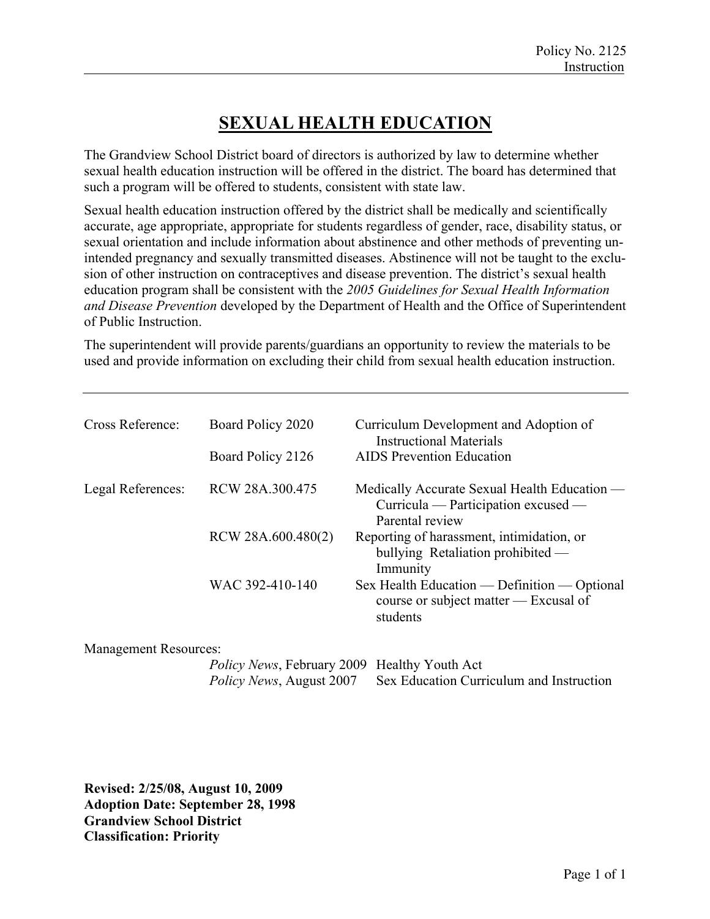Policy No. 2125
Instruction

# SEXUAL HEALTH EDUCATION

The Grandview School District board of directors is authorized by law to determine whether sexual health education instruction will be offered in the district. The board has determined that such a program will be offered to students, consistent with state law.

Sexual health education instruction offered by the district shall be medically and scientifically accurate, age appropriate, appropriate for students regardless of gender, race, disability status, or sexual orientation and include information about abstinence and other methods of preventing unintended pregnancy and sexually transmitted diseases. Abstinence will not be taught to the exclusion of other instruction on contraceptives and disease prevention. The district's sexual health education program shall be consistent with the *2005 Guidelines for Sexual Health Information and Disease Prevention* developed by the Department of Health and the Office of Superintendent of Public Instruction.

The superintendent will provide parents/guardians an opportunity to review the materials to be used and provide information on excluding their child from sexual health education instruction.

---

| | | |
|---|---|---|
| Cross Reference: | Board Policy 2020 | Curriculum Development and Adoption of Instructional Materials |
| | Board Policy 2126 | AIDS Prevention Education |
| Legal References: | RCW 28A.300.475 | Medically Accurate Sexual Health Education — Curricula — Participation excused — Parental review |
| | RCW 28A.600.480(2) | Reporting of harassment, intimidation, or bullying Retaliation prohibited — Immunity |
| | WAC 392-410-140 | Sex Health Education — Definition — Optional course or subject matter — Excusal of students |

Management Resources:

| | |
|---|---|
| *Policy News*, February 2009 | Healthy Youth Act |
| *Policy News*, August 2007 | Sex Education Curriculum and Instruction |

**Revised: 2/25/08, August 10, 2009**
**Adoption Date: September 28, 1998**
**Grandview School District**
**Classification: Priority**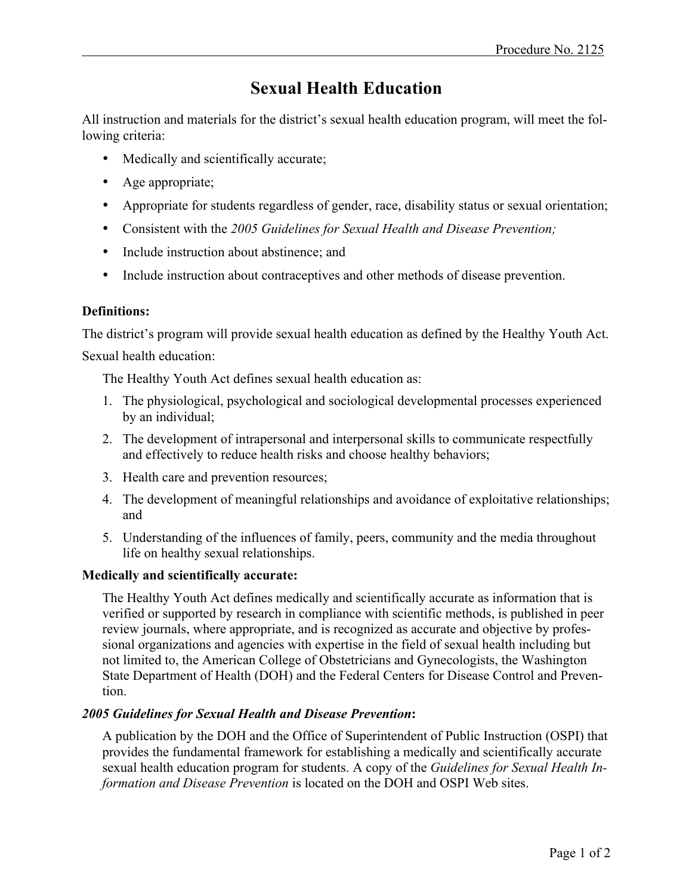# Sexual Health Education

All instruction and materials for the district's sexual health education program, will meet the following criteria:

- Medically and scientifically accurate;
- Age appropriate;
- Appropriate for students regardless of gender, race, disability status or sexual orientation;
- Consistent with the *2005 Guidelines for Sexual Health and Disease Prevention;*
- Include instruction about abstinence; and
- Include instruction about contraceptives and other methods of disease prevention.

**Definitions:**

The district's program will provide sexual health education as defined by the Healthy Youth Act.

Sexual health education:

The Healthy Youth Act defines sexual health education as:

1. The physiological, psychological and sociological developmental processes experienced by an individual;
2. The development of intrapersonal and interpersonal skills to communicate respectfully and effectively to reduce health risks and choose healthy behaviors;
3. Health care and prevention resources;
4. The development of meaningful relationships and avoidance of exploitative relationships; and
5. Understanding of the influences of family, peers, community and the media throughout life on healthy sexual relationships.

**Medically and scientifically accurate:**

The Healthy Youth Act defines medically and scientifically accurate as information that is verified or supported by research in compliance with scientific methods, is published in peer review journals, where appropriate, and is recognized as accurate and objective by professional organizations and agencies with expertise in the field of sexual health including but not limited to, the American College of Obstetricians and Gynecologists, the Washington State Department of Health (DOH) and the Federal Centers for Disease Control and Prevention.

***2005 Guidelines for Sexual Health and Disease Prevention*:**

A publication by the DOH and the Office of Superintendent of Public Instruction (OSPI) that provides the fundamental framework for establishing a medically and scientifically accurate sexual health education program for students. A copy of the *Guidelines for Sexual Health Information and Disease Prevention* is located on the DOH and OSPI Web sites.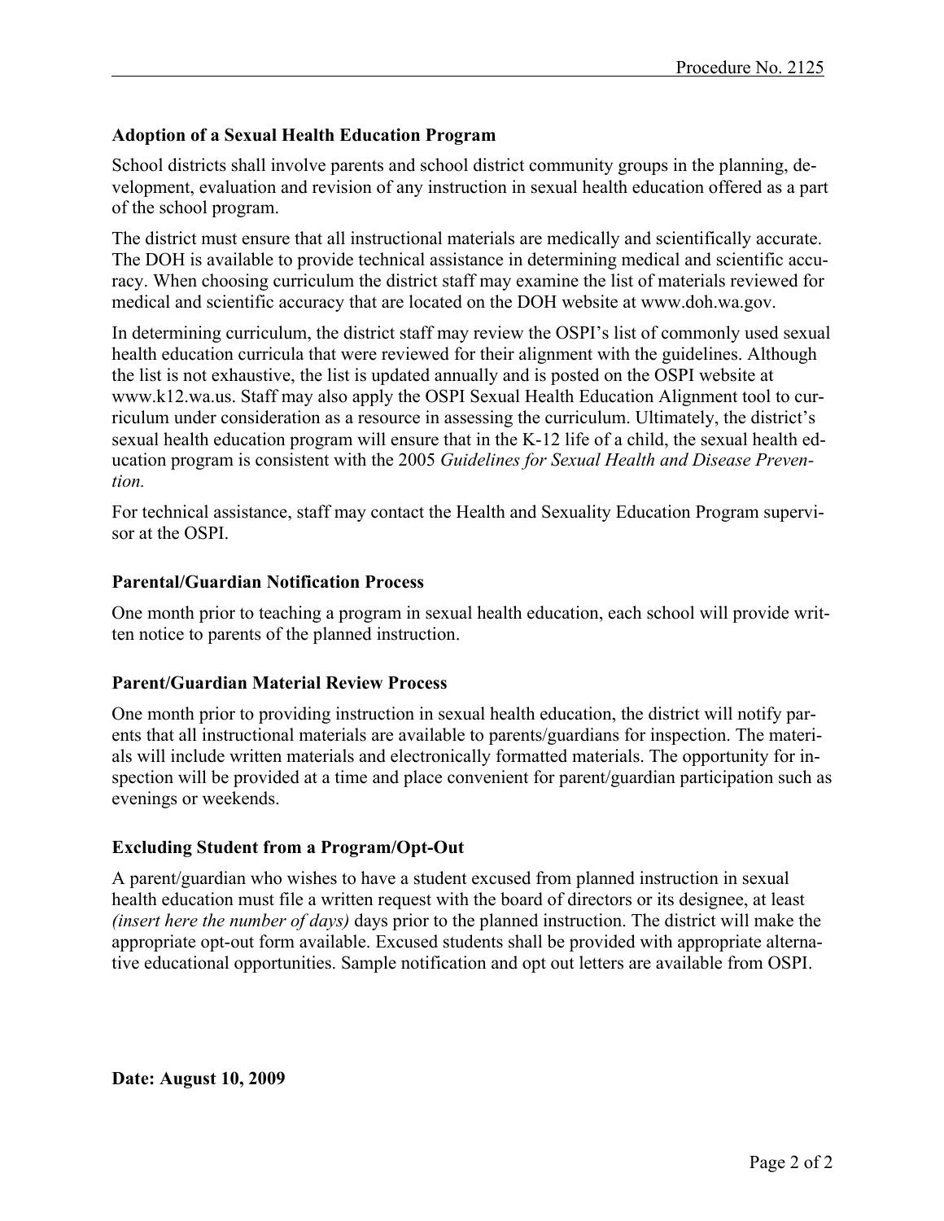### Adoption of a Sexual Health Education Program

School districts shall involve parents and school district community groups in the planning, development, evaluation and revision of any instruction in sexual health education offered as a part of the school program.

The district must ensure that all instructional materials are medically and scientifically accurate. The DOH is available to provide technical assistance in determining medical and scientific accuracy. When choosing curriculum the district staff may examine the list of materials reviewed for medical and scientific accuracy that are located on the DOH website at www.doh.wa.gov.

In determining curriculum, the district staff may review the OSPI's list of commonly used sexual health education curricula that were reviewed for their alignment with the guidelines. Although the list is not exhaustive, the list is updated annually and is posted on the OSPI website at www.k12.wa.us. Staff may also apply the OSPI Sexual Health Education Alignment tool to curriculum under consideration as a resource in assessing the curriculum. Ultimately, the district's sexual health education program will ensure that in the K-12 life of a child, the sexual health education program is consistent with the 2005 *Guidelines for Sexual Health and Disease Prevention.*

For technical assistance, staff may contact the Health and Sexuality Education Program supervisor at the OSPI.

### Parental/Guardian Notification Process

One month prior to teaching a program in sexual health education, each school will provide written notice to parents of the planned instruction.

### Parent/Guardian Material Review Process

One month prior to providing instruction in sexual health education, the district will notify parents that all instructional materials are available to parents/guardians for inspection. The materials will include written materials and electronically formatted materials. The opportunity for inspection will be provided at a time and place convenient for parent/guardian participation such as evenings or weekends.

### Excluding Student from a Program/Opt-Out

A parent/guardian who wishes to have a student excused from planned instruction in sexual health education must file a written request with the board of directors or its designee, at least *(insert here the number of days)* days prior to the planned instruction. The district will make the appropriate opt-out form available. Excused students shall be provided with appropriate alternative educational opportunities. Sample notification and opt out letters are available from OSPI.

**Date: August 10, 2009**